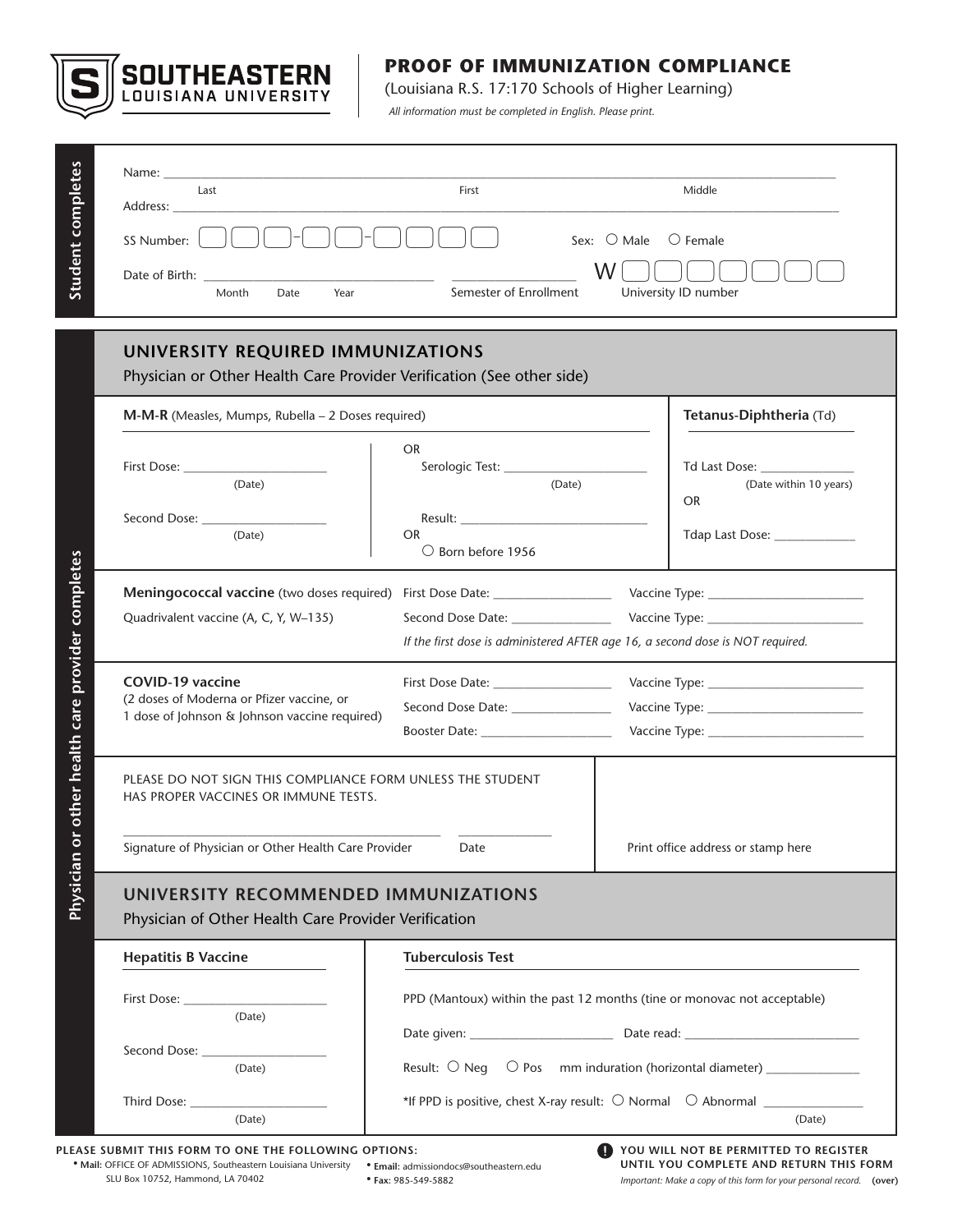**SOUTHEASTERN LOUISIANA UNIVERSITY**

# PROOF OF IMMUNIZATION COMPLIANCE

(Louisiana R.S. 17:170 Schools of Higher Learning)

*All information must be completed in English. Please print.*

**Student completes**

Name: ____________________________________________
Last — First — Middle

Address: ____________________________________________

SS Number: ☐☐☐-☐☐-☐☐☐☐  Sex: ○ Male ○ Female

Date of Birth: ______________________ (Month Date Year)  ______________ Semester of Enrollment  W☐☐☐☐☐☐☐ University ID number

**Physician or other health care provider completes**

## UNIVERSITY REQUIRED IMMUNIZATIONS

Physician or Other Health Care Provider Verification (See other side)

**M-M-R** (Measles, Mumps, Rubella – 2 Doses required)

First Dose: ______________ (Date)

Second Dose: ______________ (Date)

OR

Serologic Test: ______________ (Date)

Result: ______________

OR

○ Born before 1956

**Tetanus-Diphtheria** (Td)

Td Last Dose: ______________ (Date within 10 years)

OR

Tdap Last Dose: ______________

**Meningococcal vaccine** (two doses required)
Quadrivalent vaccine (A, C, Y, W–135)

First Dose Date: ______________ Vaccine Type: ______________

Second Dose Date: ______________ Vaccine Type: ______________

*If the first dose is administered AFTER age 16, a second dose is NOT required.*

**COVID-19 vaccine**
(2 doses of Moderna or Pfizer vaccine, or 1 dose of Johnson & Johnson vaccine required)

First Dose Date: ______________ Vaccine Type: ______________

Second Dose Date: ______________ Vaccine Type: ______________

Booster Date: ______________ Vaccine Type: ______________

PLEASE DO NOT SIGN THIS COMPLIANCE FORM UNLESS THE STUDENT HAS PROPER VACCINES OR IMMUNE TESTS.

______________________________ Signature of Physician or Other Health Care Provider  ______________ Date

Print office address or stamp here

## UNIVERSITY RECOMMENDED IMMUNIZATIONS

Physician of Other Health Care Provider Verification

**Hepatitis B Vaccine**

First Dose: ______________ (Date)

Second Dose: ______________ (Date)

Third Dose: ______________ (Date)

**Tuberculosis Test**

PPD (Mantoux) within the past 12 months (tine or monovac not acceptable)

Date given: ______________ Date read: ______________

Result: ○ Neg ○ Pos mm induration (horizontal diameter) ______________

*If PPD is positive, chest X-ray result: ○ Normal ○ Abnormal ______________ (Date)

**PLEASE SUBMIT THIS FORM TO ONE THE FOLLOWING OPTIONS:**

- **Mail:** OFFICE OF ADMISSIONS, Southeastern Louisiana University SLU Box 10752, Hammond, LA 70402
- **Email:** admissiondocs@southeastern.edu
- **Fax:** 985-549-5882

**YOU WILL NOT BE PERMITTED TO REGISTER UNTIL YOU COMPLETE AND RETURN THIS FORM**

*Important: Make a copy of this form for your personal record.* **(over)**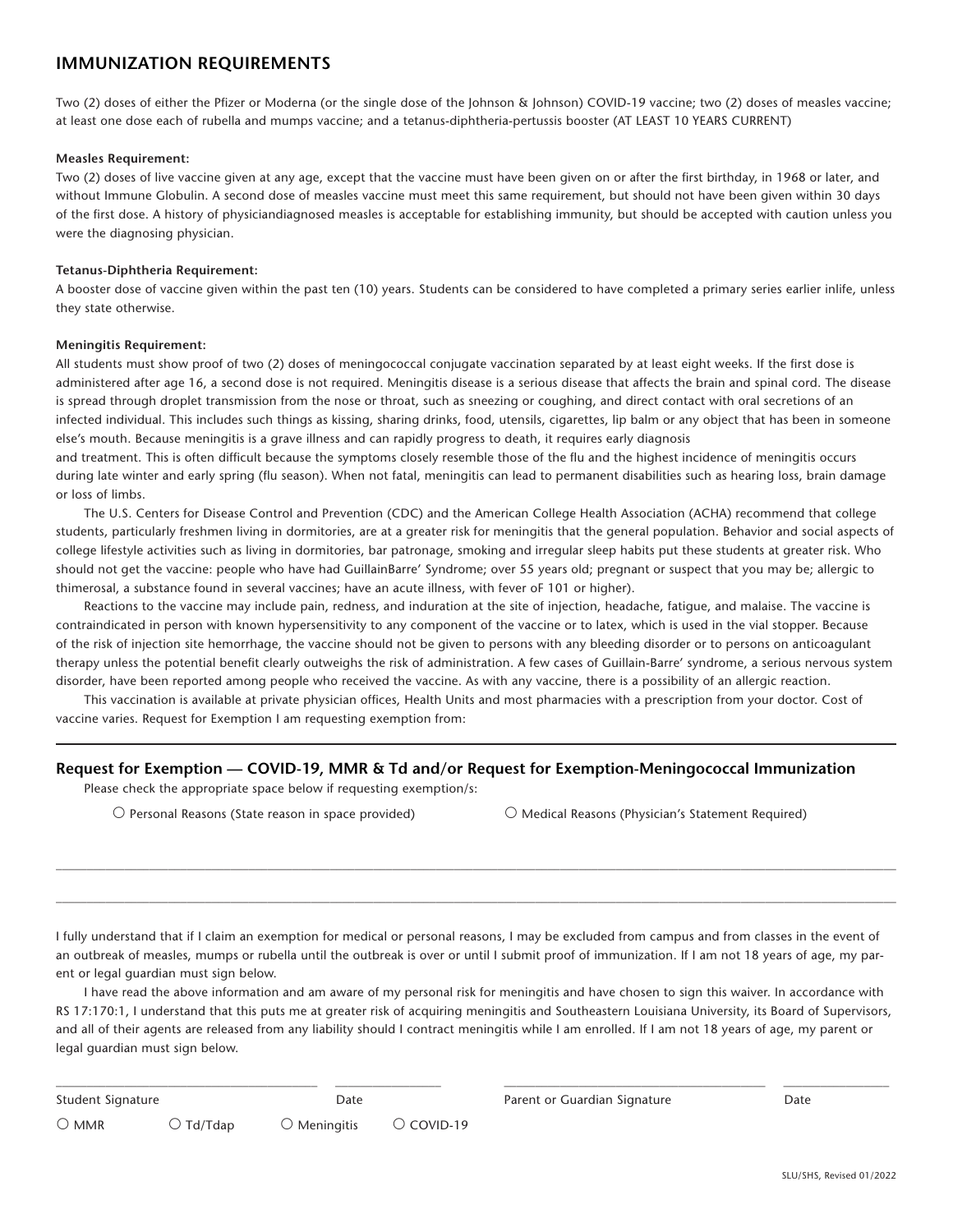## IMMUNIZATION REQUIREMENTS

Two (2) doses of either the Pfizer or Moderna (or the single dose of the Johnson & Johnson) COVID-19 vaccine; two (2) doses of measles vaccine; at least one dose each of rubella and mumps vaccine; and a tetanus-diphtheria-pertussis booster (AT LEAST 10 YEARS CURRENT)

**Measles Requirement:**
Two (2) doses of live vaccine given at any age, except that the vaccine must have been given on or after the first birthday, in 1968 or later, and without Immune Globulin. A second dose of measles vaccine must meet this same requirement, but should not have been given within 30 days of the first dose. A history of physiciandiagnosed measles is acceptable for establishing immunity, but should be accepted with caution unless you were the diagnosing physician.

**Tetanus-Diphtheria Requirement:**
A booster dose of vaccine given within the past ten (10) years. Students can be considered to have completed a primary series earlier inlife, unless they state otherwise.

**Meningitis Requirement:**
All students must show proof of two (2) doses of meningococcal conjugate vaccination separated by at least eight weeks. If the first dose is administered after age 16, a second dose is not required. Meningitis disease is a serious disease that affects the brain and spinal cord. The disease is spread through droplet transmission from the nose or throat, such as sneezing or coughing, and direct contact with oral secretions of an infected individual. This includes such things as kissing, sharing drinks, food, utensils, cigarettes, lip balm or any object that has been in someone else's mouth. Because meningitis is a grave illness and can rapidly progress to death, it requires early diagnosis and treatment. This is often difficult because the symptoms closely resemble those of the flu and the highest incidence of meningitis occurs during late winter and early spring (flu season). When not fatal, meningitis can lead to permanent disabilities such as hearing loss, brain damage or loss of limbs.

The U.S. Centers for Disease Control and Prevention (CDC) and the American College Health Association (ACHA) recommend that college students, particularly freshmen living in dormitories, are at a greater risk for meningitis that the general population. Behavior and social aspects of college lifestyle activities such as living in dormitories, bar patronage, smoking and irregular sleep habits put these students at greater risk. Who should not get the vaccine: people who have had GuillainBarre' Syndrome; over 55 years old; pregnant or suspect that you may be; allergic to thimerosal, a substance found in several vaccines; have an acute illness, with fever oF 101 or higher).

Reactions to the vaccine may include pain, redness, and induration at the site of injection, headache, fatigue, and malaise. The vaccine is contraindicated in person with known hypersensitivity to any component of the vaccine or to latex, which is used in the vial stopper. Because of the risk of injection site hemorrhage, the vaccine should not be given to persons with any bleeding disorder or to persons on anticoagulant therapy unless the potential benefit clearly outweighs the risk of administration. A few cases of Guillain-Barre' syndrome, a serious nervous system disorder, have been reported among people who received the vaccine. As with any vaccine, there is a possibility of an allergic reaction.

This vaccination is available at private physician offices, Health Units and most pharmacies with a prescription from your doctor. Cost of vaccine varies. Request for Exemption I am requesting exemption from:

---

### Request for Exemption — COVID-19, MMR & Td and/or Request for Exemption-Meningococcal Immunization

Please check the appropriate space below if requesting exemption/s:

○ Personal Reasons (State reason in space provided) ○ Medical Reasons (Physician's Statement Required)

\_\_\_\_\_\_\_\_\_\_\_\_\_\_\_\_\_\_\_\_\_\_\_\_\_\_\_\_\_\_\_\_\_\_\_\_\_\_\_\_\_\_\_\_\_\_\_\_\_\_\_\_\_\_\_\_\_\_\_\_\_\_\_\_\_\_\_\_\_\_\_\_\_\_\_\_

\_\_\_\_\_\_\_\_\_\_\_\_\_\_\_\_\_\_\_\_\_\_\_\_\_\_\_\_\_\_\_\_\_\_\_\_\_\_\_\_\_\_\_\_\_\_\_\_\_\_\_\_\_\_\_\_\_\_\_\_\_\_\_\_\_\_\_\_\_\_\_\_\_\_\_\_

I fully understand that if I claim an exemption for medical or personal reasons, I may be excluded from campus and from classes in the event of an outbreak of measles, mumps or rubella until the outbreak is over or until I submit proof of immunization. If I am not 18 years of age, my parent or legal guardian must sign below.

I have read the above information and am aware of my personal risk for meningitis and have chosen to sign this waiver. In accordance with RS 17:170:1, I understand that this puts me at greater risk of acquiring meningitis and Southeastern Louisiana University, its Board of Supervisors, and all of their agents are released from any liability should I contract meningitis while I am enrolled. If I am not 18 years of age, my parent or legal guardian must sign below.

\_\_\_\_\_\_\_\_\_\_\_\_\_\_\_\_\_\_\_\_\_\_\_\_ \_\_\_\_\_\_\_\_\_\_ \_\_\_\_\_\_\_\_\_\_\_\_\_\_\_\_\_\_\_\_\_\_\_\_ \_\_\_\_\_\_\_\_\_\_

Student Signature   Date   Parent or Guardian Signature   Date

○ MMR ○ Td/Tdap ○ Meningitis ○ COVID-19

SLU/SHS, Revised 01/2022